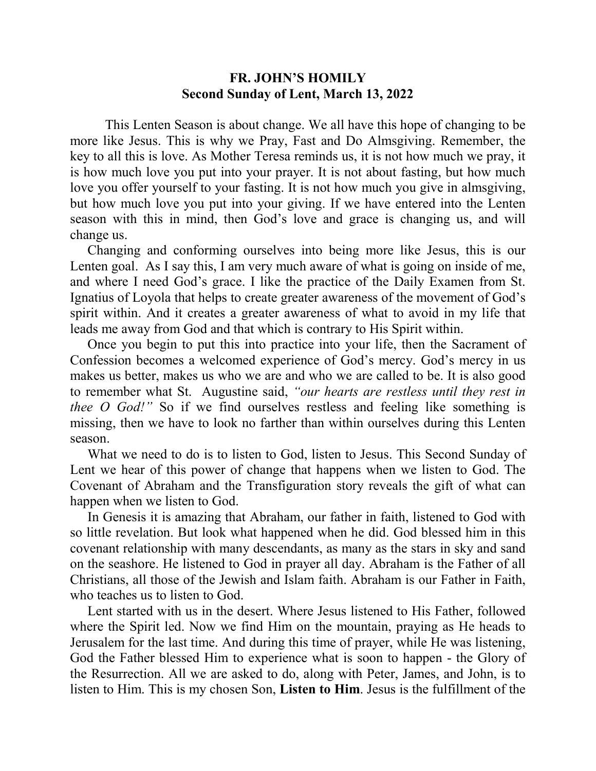# FR. JOHN'S HOMILY
## Second Sunday of Lent, March 13, 2022

This Lenten Season is about change. We all have this hope of changing to be more like Jesus. This is why we Pray, Fast and Do Almsgiving. Remember, the key to all this is love. As Mother Teresa reminds us, it is not how much we pray, it is how much love you put into your prayer. It is not about fasting, but how much love you offer yourself to your fasting. It is not how much you give in almsgiving, but how much love you put into your giving. If we have entered into the Lenten season with this in mind, then God's love and grace is changing us, and will change us.

Changing and conforming ourselves into being more like Jesus, this is our Lenten goal. As I say this, I am very much aware of what is going on inside of me, and where I need God's grace. I like the practice of the Daily Examen from St. Ignatius of Loyola that helps to create greater awareness of the movement of God's spirit within. And it creates a greater awareness of what to avoid in my life that leads me away from God and that which is contrary to His Spirit within.

Once you begin to put this into practice into your life, then the Sacrament of Confession becomes a welcomed experience of God's mercy. God's mercy in us makes us better, makes us who we are and who we are called to be. It is also good to remember what St. Augustine said, *"our hearts are restless until they rest in thee O God!"* So if we find ourselves restless and feeling like something is missing, then we have to look no farther than within ourselves during this Lenten season.

What we need to do is to listen to God, listen to Jesus. This Second Sunday of Lent we hear of this power of change that happens when we listen to God. The Covenant of Abraham and the Transfiguration story reveals the gift of what can happen when we listen to God.

In Genesis it is amazing that Abraham, our father in faith, listened to God with so little revelation. But look what happened when he did. God blessed him in this covenant relationship with many descendants, as many as the stars in sky and sand on the seashore. He listened to God in prayer all day. Abraham is the Father of all Christians, all those of the Jewish and Islam faith. Abraham is our Father in Faith, who teaches us to listen to God.

Lent started with us in the desert. Where Jesus listened to His Father, followed where the Spirit led. Now we find Him on the mountain, praying as He heads to Jerusalem for the last time. And during this time of prayer, while He was listening, God the Father blessed Him to experience what is soon to happen - the Glory of the Resurrection. All we are asked to do, along with Peter, James, and John, is to listen to Him. This is my chosen Son, **Listen to Him**. Jesus is the fulfillment of the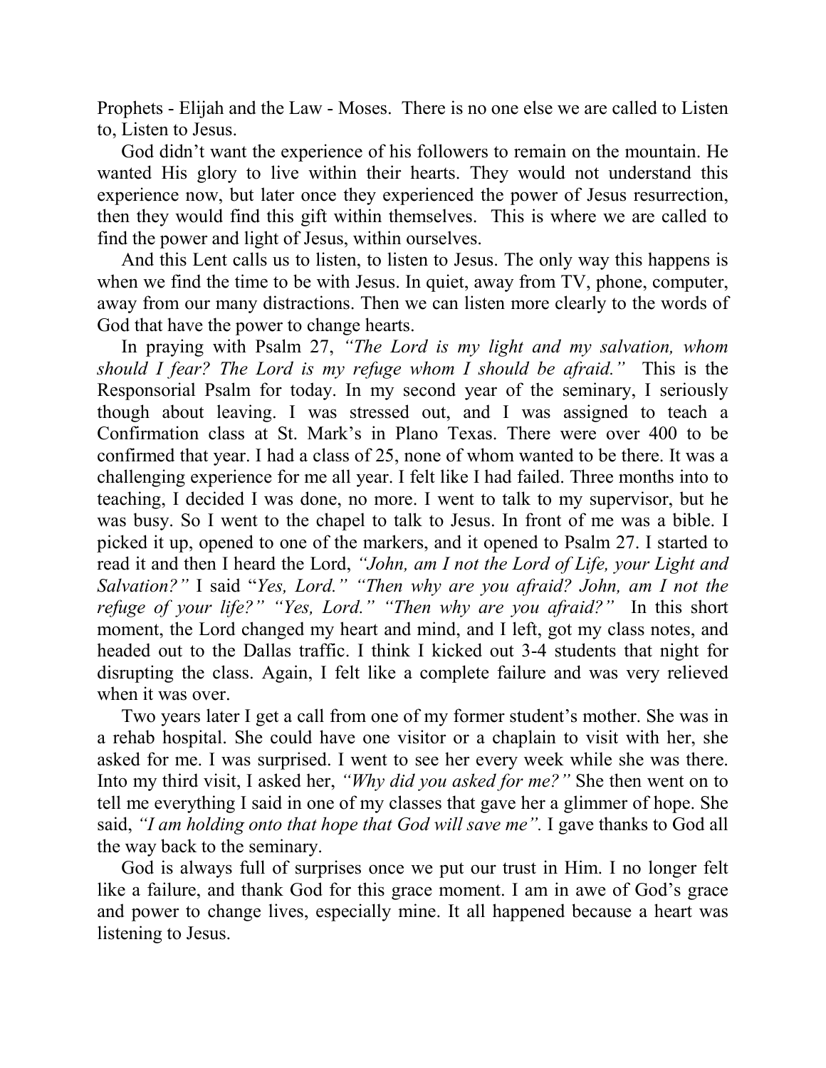Prophets - Elijah and the Law - Moses. There is no one else we are called to Listen to, Listen to Jesus.

God didn't want the experience of his followers to remain on the mountain. He wanted His glory to live within their hearts. They would not understand this experience now, but later once they experienced the power of Jesus resurrection, then they would find this gift within themselves. This is where we are called to find the power and light of Jesus, within ourselves.

And this Lent calls us to listen, to listen to Jesus. The only way this happens is when we find the time to be with Jesus. In quiet, away from TV, phone, computer, away from our many distractions. Then we can listen more clearly to the words of God that have the power to change hearts.

In praying with Psalm 27, *"The Lord is my light and my salvation, whom should I fear? The Lord is my refuge whom I should be afraid."* This is the Responsorial Psalm for today. In my second year of the seminary, I seriously though about leaving. I was stressed out, and I was assigned to teach a Confirmation class at St. Mark's in Plano Texas. There were over 400 to be confirmed that year. I had a class of 25, none of whom wanted to be there. It was a challenging experience for me all year. I felt like I had failed. Three months into to teaching, I decided I was done, no more. I went to talk to my supervisor, but he was busy. So I went to the chapel to talk to Jesus. In front of me was a bible. I picked it up, opened to one of the markers, and it opened to Psalm 27. I started to read it and then I heard the Lord, *"John, am I not the Lord of Life, your Light and Salvation?"* I said "*Yes, Lord." "Then why are you afraid? John, am I not the refuge of your life?" "Yes, Lord." "Then why are you afraid?"* In this short moment, the Lord changed my heart and mind, and I left, got my class notes, and headed out to the Dallas traffic. I think I kicked out 3-4 students that night for disrupting the class. Again, I felt like a complete failure and was very relieved when it was over.

Two years later I get a call from one of my former student's mother. She was in a rehab hospital. She could have one visitor or a chaplain to visit with her, she asked for me. I was surprised. I went to see her every week while she was there. Into my third visit, I asked her, *"Why did you asked for me?"* She then went on to tell me everything I said in one of my classes that gave her a glimmer of hope. She said, *"I am holding onto that hope that God will save me".* I gave thanks to God all the way back to the seminary.

God is always full of surprises once we put our trust in Him. I no longer felt like a failure, and thank God for this grace moment. I am in awe of God's grace and power to change lives, especially mine. It all happened because a heart was listening to Jesus.